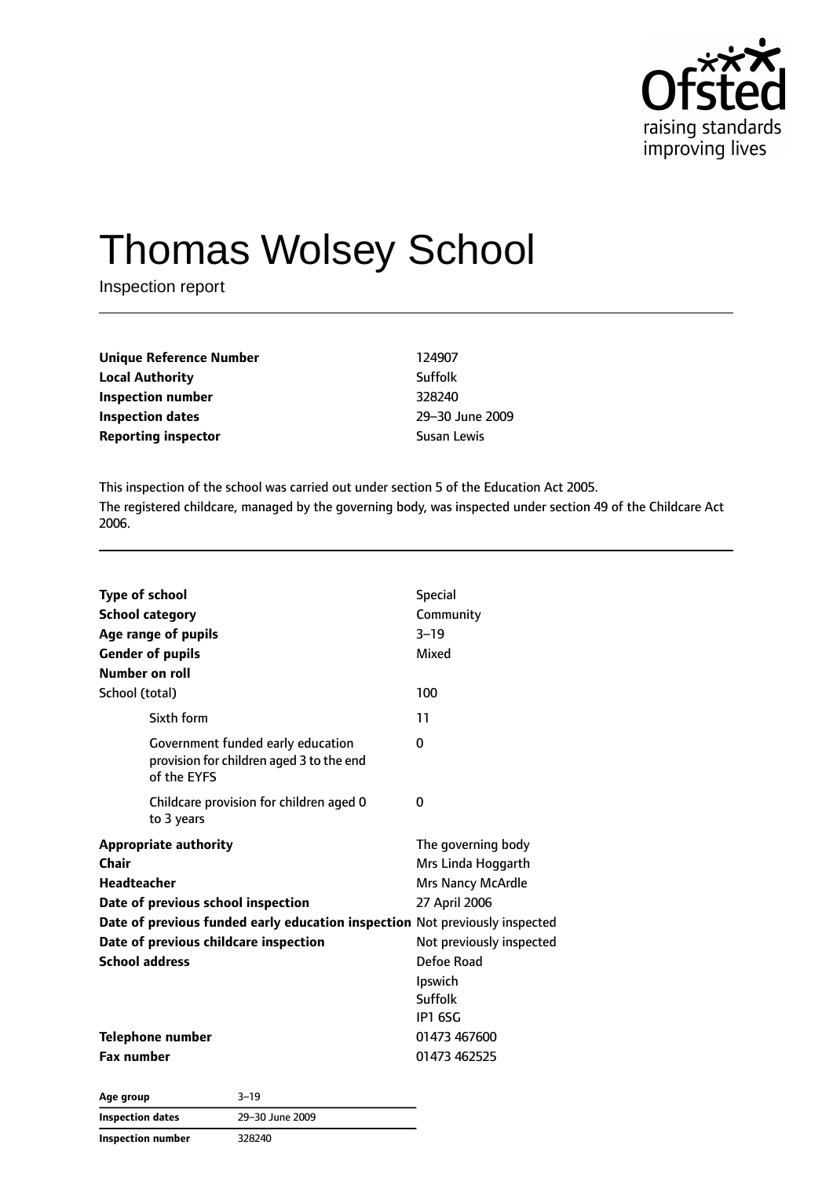# Thomas Wolsey School

Inspection report

| | |
|---|---|
| **Unique Reference Number** | 124907 |
| **Local Authority** | Suffolk |
| **Inspection number** | 328240 |
| **Inspection dates** | 29–30 June 2009 |
| **Reporting inspector** | Susan Lewis |

This inspection of the school was carried out under section 5 of the Education Act 2005.

The registered childcare, managed by the governing body, was inspected under section 49 of the Childcare Act 2006.

| | |
|---|---|
| **Type of school** | Special |
| **School category** | Community |
| **Age range of pupils** | 3–19 |
| **Gender of pupils** | Mixed |
| **Number on roll** | |
| School (total) | 100 |
| Sixth form | 11 |
| Government funded early education provision for children aged 3 to the end of the EYFS | 0 |
| Childcare provision for children aged 0 to 3 years | 0 |
| **Appropriate authority** | The governing body |
| **Chair** | Mrs Linda Hoggarth |
| **Headteacher** | Mrs Nancy McArdle |
| **Date of previous school inspection** | 27 April 2006 |
| **Date of previous funded early education inspection** | Not previously inspected |
| **Date of previous childcare inspection** | Not previously inspected |
| **School address** | Defoe Road<br>Ipswich<br>Suffolk<br>IP1 6SG |
| **Telephone number** | 01473 467600 |
| **Fax number** | 01473 462525 |

| | |
|---|---|
| **Age group** | 3–19 |
| **Inspection dates** | 29–30 June 2009 |
| **Inspection number** | 328240 |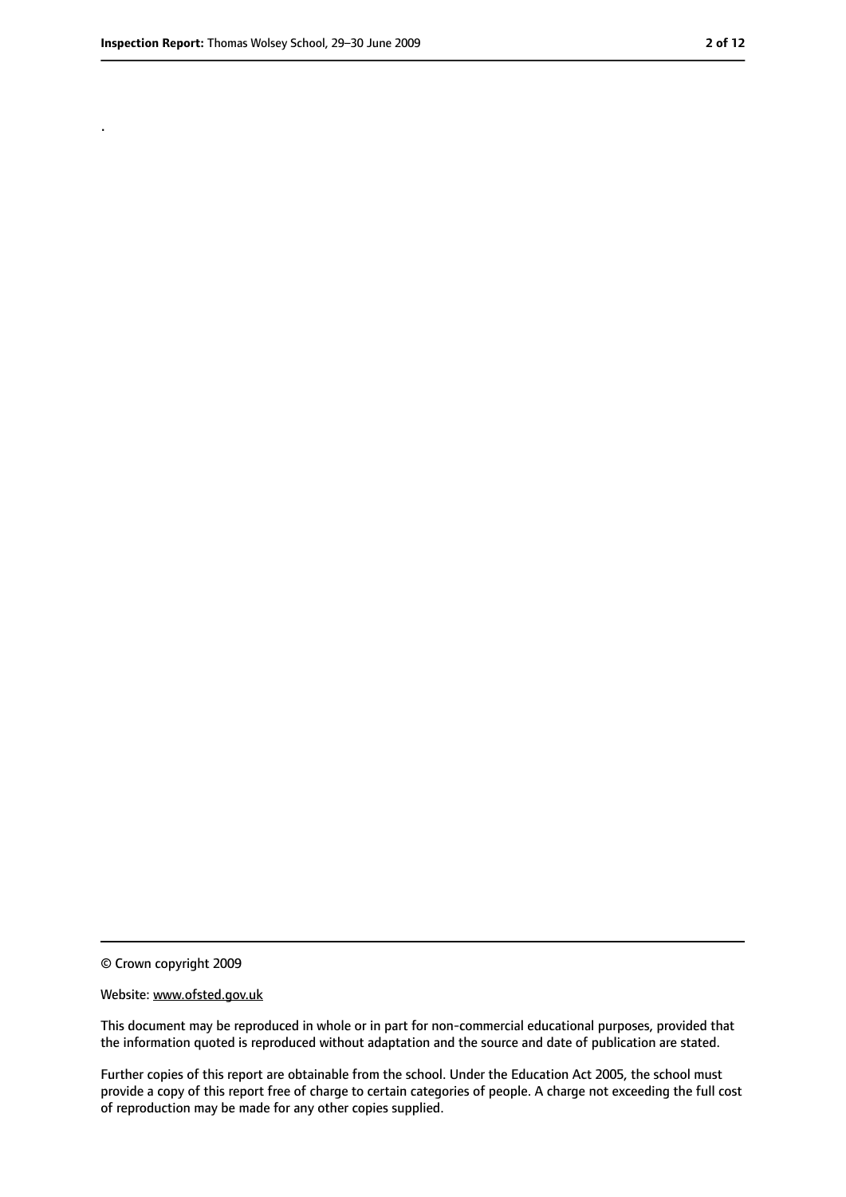.

© Crown copyright 2009

Website: www.ofsted.gov.uk

This document may be reproduced in whole or in part for non-commercial educational purposes, provided that the information quoted is reproduced without adaptation and the source and date of publication are stated.

Further copies of this report are obtainable from the school. Under the Education Act 2005, the school must provide a copy of this report free of charge to certain categories of people. A charge not exceeding the full cost of reproduction may be made for any other copies supplied.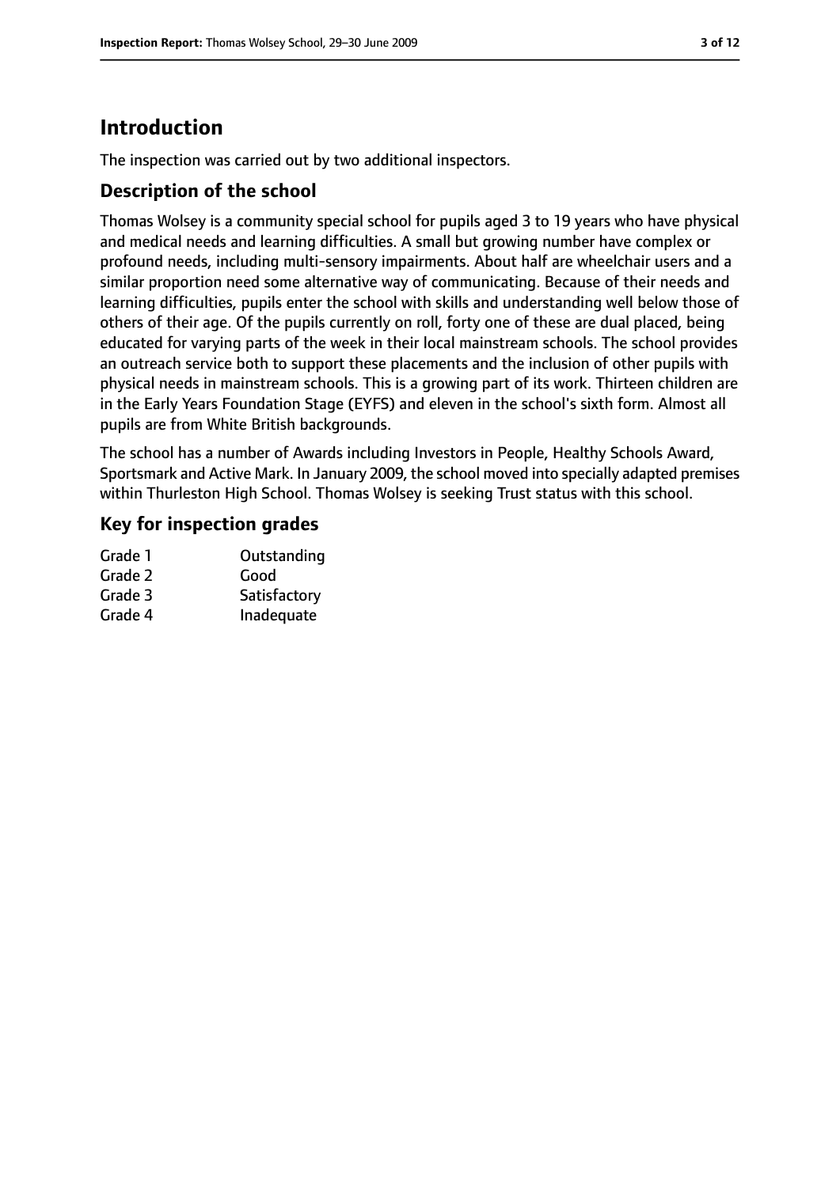# Introduction

The inspection was carried out by two additional inspectors.

## Description of the school

Thomas Wolsey is a community special school for pupils aged 3 to 19 years who have physical and medical needs and learning difficulties. A small but growing number have complex or profound needs, including multi-sensory impairments. About half are wheelchair users and a similar proportion need some alternative way of communicating. Because of their needs and learning difficulties, pupils enter the school with skills and understanding well below those of others of their age. Of the pupils currently on roll, forty one of these are dual placed, being educated for varying parts of the week in their local mainstream schools. The school provides an outreach service both to support these placements and the inclusion of other pupils with physical needs in mainstream schools. This is a growing part of its work. Thirteen children are in the Early Years Foundation Stage (EYFS) and eleven in the school's sixth form. Almost all pupils are from White British backgrounds.

The school has a number of Awards including Investors in People, Healthy Schools Award, Sportsmark and Active Mark. In January 2009, the school moved into specially adapted premises within Thurleston High School. Thomas Wolsey is seeking Trust status with this school.

## Key for inspection grades

| | |
|---|---|
| Grade 1 | Outstanding |
| Grade 2 | Good |
| Grade 3 | Satisfactory |
| Grade 4 | Inadequate |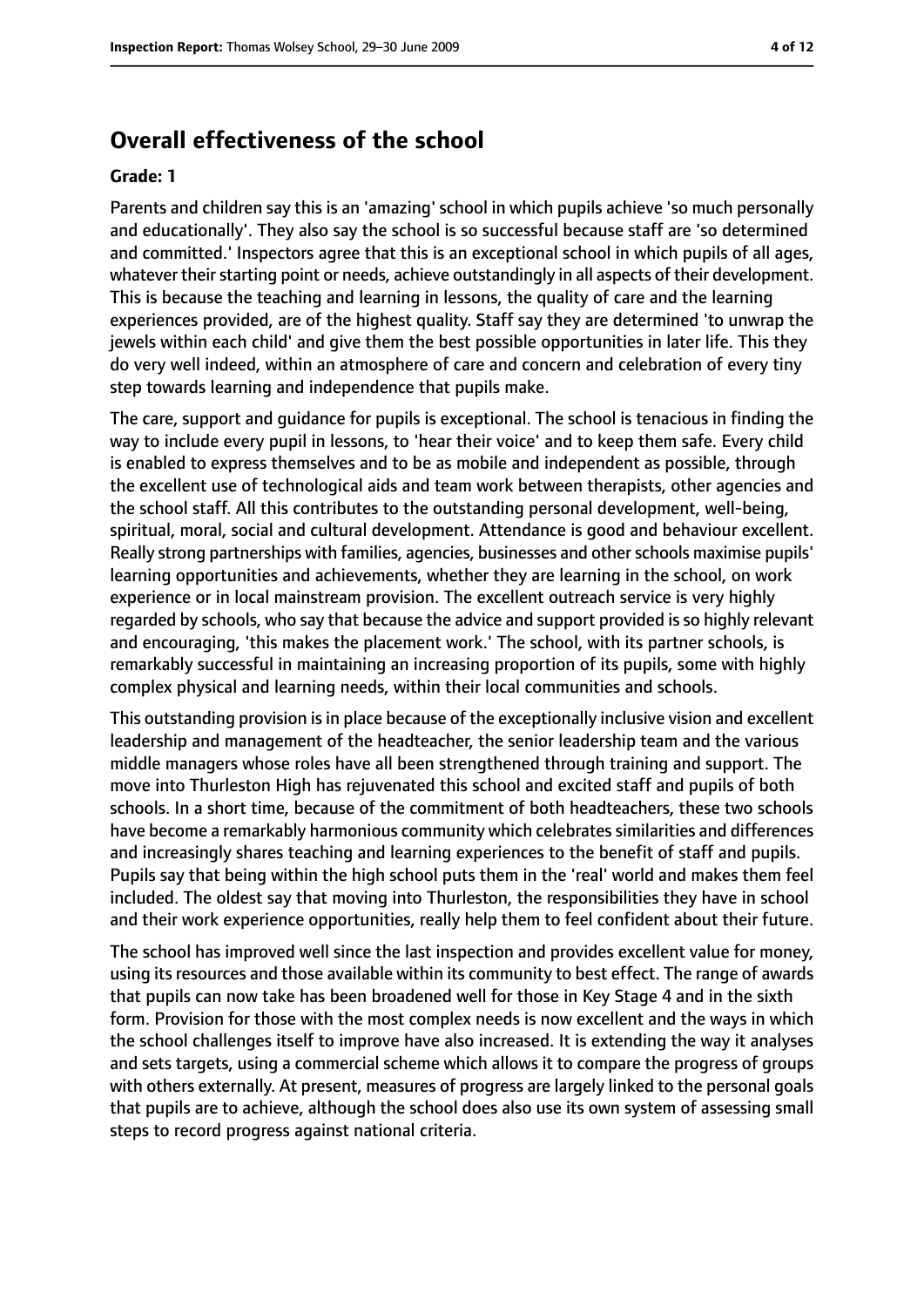## Overall effectiveness of the school

**Grade: 1**

Parents and children say this is an 'amazing' school in which pupils achieve 'so much personally and educationally'. They also say the school is so successful because staff are 'so determined and committed.' Inspectors agree that this is an exceptional school in which pupils of all ages, whatever their starting point or needs, achieve outstandingly in all aspects of their development. This is because the teaching and learning in lessons, the quality of care and the learning experiences provided, are of the highest quality. Staff say they are determined 'to unwrap the jewels within each child' and give them the best possible opportunities in later life. This they do very well indeed, within an atmosphere of care and concern and celebration of every tiny step towards learning and independence that pupils make.

The care, support and guidance for pupils is exceptional. The school is tenacious in finding the way to include every pupil in lessons, to 'hear their voice' and to keep them safe. Every child is enabled to express themselves and to be as mobile and independent as possible, through the excellent use of technological aids and team work between therapists, other agencies and the school staff. All this contributes to the outstanding personal development, well-being, spiritual, moral, social and cultural development. Attendance is good and behaviour excellent. Really strong partnerships with families, agencies, businesses and other schools maximise pupils' learning opportunities and achievements, whether they are learning in the school, on work experience or in local mainstream provision. The excellent outreach service is very highly regarded by schools, who say that because the advice and support provided is so highly relevant and encouraging, 'this makes the placement work.' The school, with its partner schools, is remarkably successful in maintaining an increasing proportion of its pupils, some with highly complex physical and learning needs, within their local communities and schools.

This outstanding provision is in place because of the exceptionally inclusive vision and excellent leadership and management of the headteacher, the senior leadership team and the various middle managers whose roles have all been strengthened through training and support. The move into Thurleston High has rejuvenated this school and excited staff and pupils of both schools. In a short time, because of the commitment of both headteachers, these two schools have become a remarkably harmonious community which celebrates similarities and differences and increasingly shares teaching and learning experiences to the benefit of staff and pupils. Pupils say that being within the high school puts them in the 'real' world and makes them feel included. The oldest say that moving into Thurleston, the responsibilities they have in school and their work experience opportunities, really help them to feel confident about their future.

The school has improved well since the last inspection and provides excellent value for money, using its resources and those available within its community to best effect. The range of awards that pupils can now take has been broadened well for those in Key Stage 4 and in the sixth form. Provision for those with the most complex needs is now excellent and the ways in which the school challenges itself to improve have also increased. It is extending the way it analyses and sets targets, using a commercial scheme which allows it to compare the progress of groups with others externally. At present, measures of progress are largely linked to the personal goals that pupils are to achieve, although the school does also use its own system of assessing small steps to record progress against national criteria.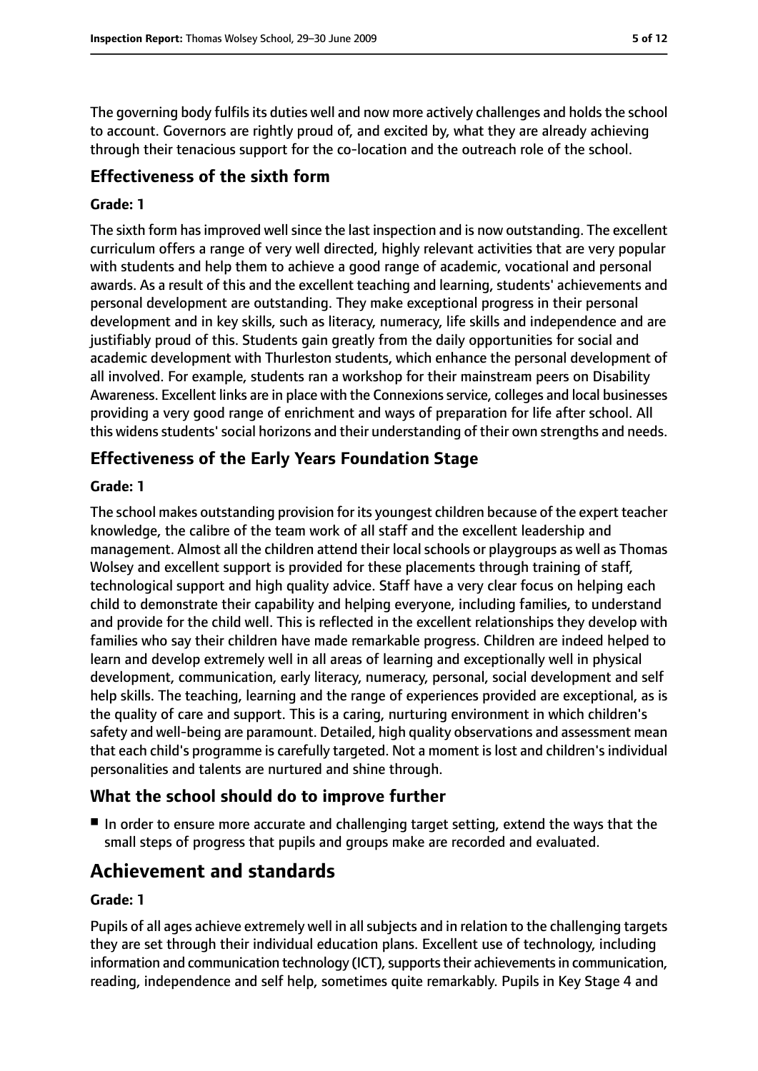The governing body fulfils its duties well and now more actively challenges and holds the school to account. Governors are rightly proud of, and excited by, what they are already achieving through their tenacious support for the co-location and the outreach role of the school.

### Effectiveness of the sixth form

#### Grade: 1

The sixth form has improved well since the last inspection and is now outstanding. The excellent curriculum offers a range of very well directed, highly relevant activities that are very popular with students and help them to achieve a good range of academic, vocational and personal awards. As a result of this and the excellent teaching and learning, students' achievements and personal development are outstanding. They make exceptional progress in their personal development and in key skills, such as literacy, numeracy, life skills and independence and are justifiably proud of this. Students gain greatly from the daily opportunities for social and academic development with Thurleston students, which enhance the personal development of all involved. For example, students ran a workshop for their mainstream peers on Disability Awareness. Excellent links are in place with the Connexions service, colleges and local businesses providing a very good range of enrichment and ways of preparation for life after school. All this widens students' social horizons and their understanding of their own strengths and needs.

### Effectiveness of the Early Years Foundation Stage

#### Grade: 1

The school makes outstanding provision for its youngest children because of the expert teacher knowledge, the calibre of the team work of all staff and the excellent leadership and management. Almost all the children attend their local schools or playgroups as well as Thomas Wolsey and excellent support is provided for these placements through training of staff, technological support and high quality advice. Staff have a very clear focus on helping each child to demonstrate their capability and helping everyone, including families, to understand and provide for the child well. This is reflected in the excellent relationships they develop with families who say their children have made remarkable progress. Children are indeed helped to learn and develop extremely well in all areas of learning and exceptionally well in physical development, communication, early literacy, numeracy, personal, social development and self help skills. The teaching, learning and the range of experiences provided are exceptional, as is the quality of care and support. This is a caring, nurturing environment in which children's safety and well-being are paramount. Detailed, high quality observations and assessment mean that each child's programme is carefully targeted. Not a moment is lost and children's individual personalities and talents are nurtured and shine through.

### What the school should do to improve further

- In order to ensure more accurate and challenging target setting, extend the ways that the small steps of progress that pupils and groups make are recorded and evaluated.

## Achievement and standards

#### Grade: 1

Pupils of all ages achieve extremely well in all subjects and in relation to the challenging targets they are set through their individual education plans. Excellent use of technology, including information and communication technology (ICT), supports their achievements in communication, reading, independence and self help, sometimes quite remarkably. Pupils in Key Stage 4 and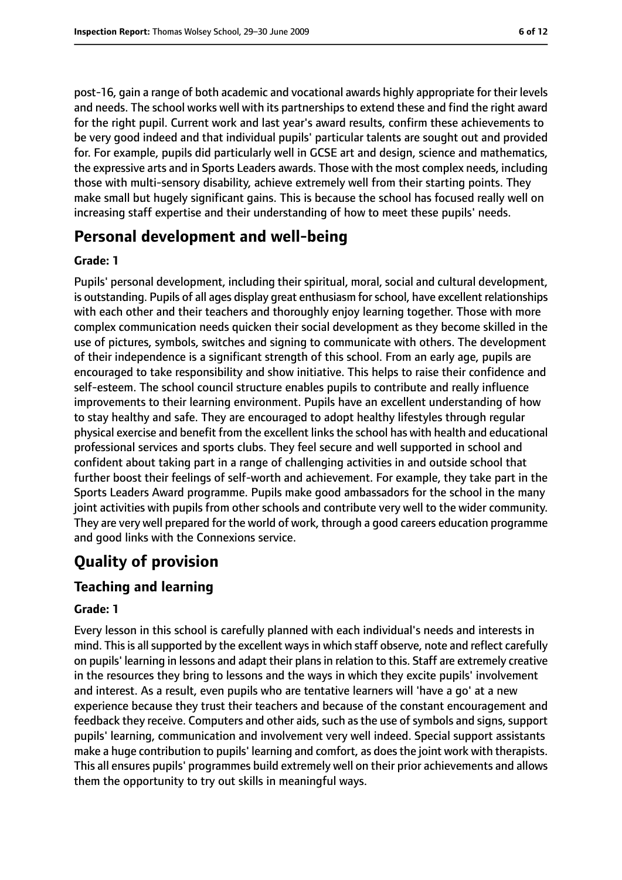post-16, gain a range of both academic and vocational awards highly appropriate for their levels and needs. The school works well with its partnerships to extend these and find the right award for the right pupil. Current work and last year's award results, confirm these achievements to be very good indeed and that individual pupils' particular talents are sought out and provided for. For example, pupils did particularly well in GCSE art and design, science and mathematics, the expressive arts and in Sports Leaders awards. Those with the most complex needs, including those with multi-sensory disability, achieve extremely well from their starting points. They make small but hugely significant gains. This is because the school has focused really well on increasing staff expertise and their understanding of how to meet these pupils' needs.

## Personal development and well-being

**Grade: 1**

Pupils' personal development, including their spiritual, moral, social and cultural development, is outstanding. Pupils of all ages display great enthusiasm for school, have excellent relationships with each other and their teachers and thoroughly enjoy learning together. Those with more complex communication needs quicken their social development as they become skilled in the use of pictures, symbols, switches and signing to communicate with others. The development of their independence is a significant strength of this school. From an early age, pupils are encouraged to take responsibility and show initiative. This helps to raise their confidence and self-esteem. The school council structure enables pupils to contribute and really influence improvements to their learning environment. Pupils have an excellent understanding of how to stay healthy and safe. They are encouraged to adopt healthy lifestyles through regular physical exercise and benefit from the excellent links the school has with health and educational professional services and sports clubs. They feel secure and well supported in school and confident about taking part in a range of challenging activities in and outside school that further boost their feelings of self-worth and achievement. For example, they take part in the Sports Leaders Award programme. Pupils make good ambassadors for the school in the many joint activities with pupils from other schools and contribute very well to the wider community. They are very well prepared for the world of work, through a good careers education programme and good links with the Connexions service.

# Quality of provision

## Teaching and learning

**Grade: 1**

Every lesson in this school is carefully planned with each individual's needs and interests in mind. This is all supported by the excellent ways in which staff observe, note and reflect carefully on pupils' learning in lessons and adapt their plans in relation to this. Staff are extremely creative in the resources they bring to lessons and the ways in which they excite pupils' involvement and interest. As a result, even pupils who are tentative learners will 'have a go' at a new experience because they trust their teachers and because of the constant encouragement and feedback they receive. Computers and other aids, such as the use of symbols and signs, support pupils' learning, communication and involvement very well indeed. Special support assistants make a huge contribution to pupils' learning and comfort, as does the joint work with therapists. This all ensures pupils' programmes build extremely well on their prior achievements and allows them the opportunity to try out skills in meaningful ways.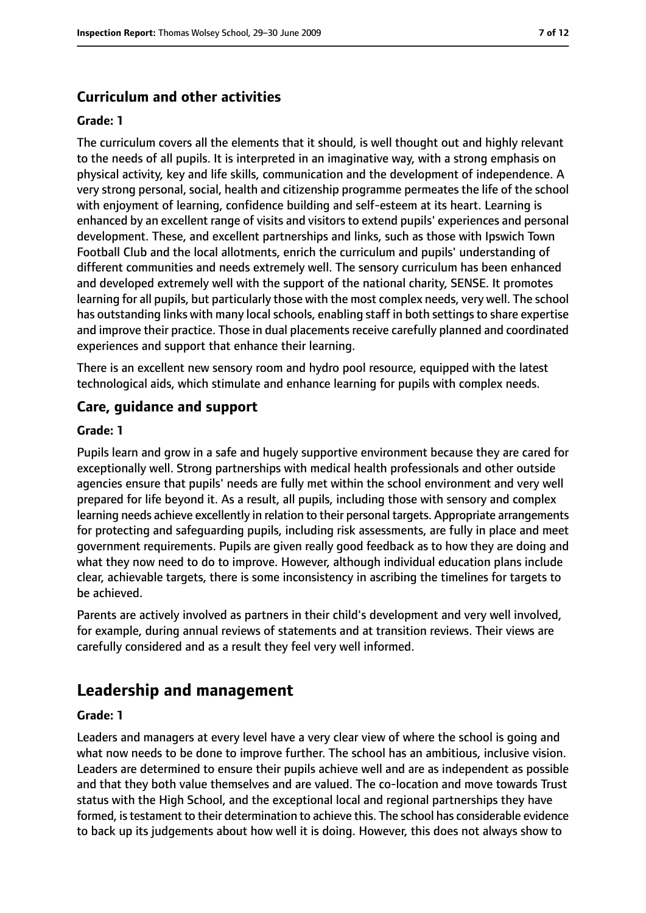### Curriculum and other activities

#### Grade: 1

The curriculum covers all the elements that it should, is well thought out and highly relevant to the needs of all pupils. It is interpreted in an imaginative way, with a strong emphasis on physical activity, key and life skills, communication and the development of independence. A very strong personal, social, health and citizenship programme permeates the life of the school with enjoyment of learning, confidence building and self-esteem at its heart. Learning is enhanced by an excellent range of visits and visitors to extend pupils' experiences and personal development. These, and excellent partnerships and links, such as those with Ipswich Town Football Club and the local allotments, enrich the curriculum and pupils' understanding of different communities and needs extremely well. The sensory curriculum has been enhanced and developed extremely well with the support of the national charity, SENSE. It promotes learning for all pupils, but particularly those with the most complex needs, very well. The school has outstanding links with many local schools, enabling staff in both settings to share expertise and improve their practice. Those in dual placements receive carefully planned and coordinated experiences and support that enhance their learning.

There is an excellent new sensory room and hydro pool resource, equipped with the latest technological aids, which stimulate and enhance learning for pupils with complex needs.

### Care, guidance and support

#### Grade: 1

Pupils learn and grow in a safe and hugely supportive environment because they are cared for exceptionally well. Strong partnerships with medical health professionals and other outside agencies ensure that pupils' needs are fully met within the school environment and very well prepared for life beyond it. As a result, all pupils, including those with sensory and complex learning needs achieve excellently in relation to their personal targets. Appropriate arrangements for protecting and safeguarding pupils, including risk assessments, are fully in place and meet government requirements. Pupils are given really good feedback as to how they are doing and what they now need to do to improve. However, although individual education plans include clear, achievable targets, there is some inconsistency in ascribing the timelines for targets to be achieved.

Parents are actively involved as partners in their child's development and very well involved, for example, during annual reviews of statements and at transition reviews. Their views are carefully considered and as a result they feel very well informed.

## Leadership and management

#### Grade: 1

Leaders and managers at every level have a very clear view of where the school is going and what now needs to be done to improve further. The school has an ambitious, inclusive vision. Leaders are determined to ensure their pupils achieve well and are as independent as possible and that they both value themselves and are valued. The co-location and move towards Trust status with the High School, and the exceptional local and regional partnerships they have formed, is testament to their determination to achieve this. The school has considerable evidence to back up its judgements about how well it is doing. However, this does not always show to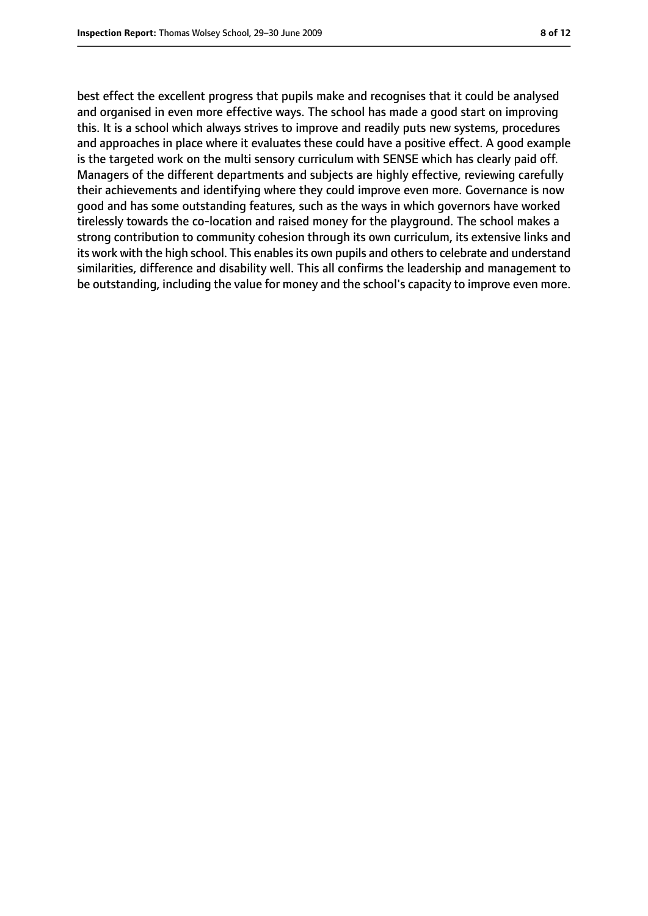best effect the excellent progress that pupils make and recognises that it could be analysed and organised in even more effective ways. The school has made a good start on improving this. It is a school which always strives to improve and readily puts new systems, procedures and approaches in place where it evaluates these could have a positive effect. A good example is the targeted work on the multi sensory curriculum with SENSE which has clearly paid off. Managers of the different departments and subjects are highly effective, reviewing carefully their achievements and identifying where they could improve even more. Governance is now good and has some outstanding features, such as the ways in which governors have worked tirelessly towards the co-location and raised money for the playground. The school makes a strong contribution to community cohesion through its own curriculum, its extensive links and its work with the high school. This enables its own pupils and others to celebrate and understand similarities, difference and disability well. This all confirms the leadership and management to be outstanding, including the value for money and the school's capacity to improve even more.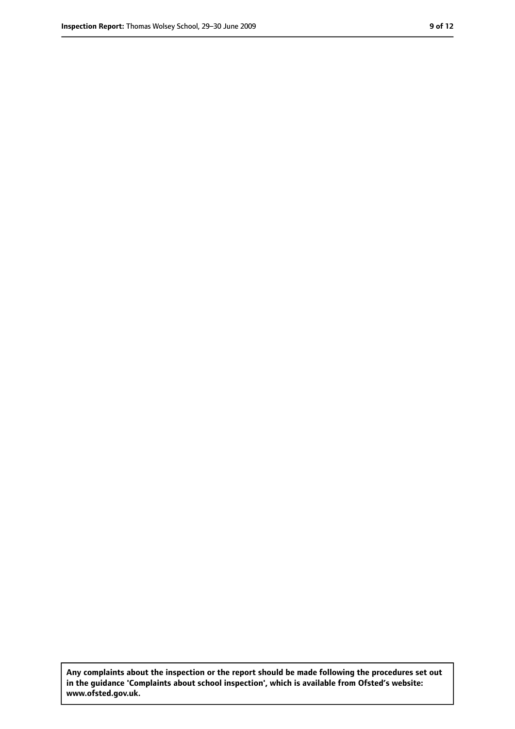**Any complaints about the inspection or the report should be made following the procedures set out in the guidance 'Complaints about school inspection', which is available from Ofsted's website: www.ofsted.gov.uk.**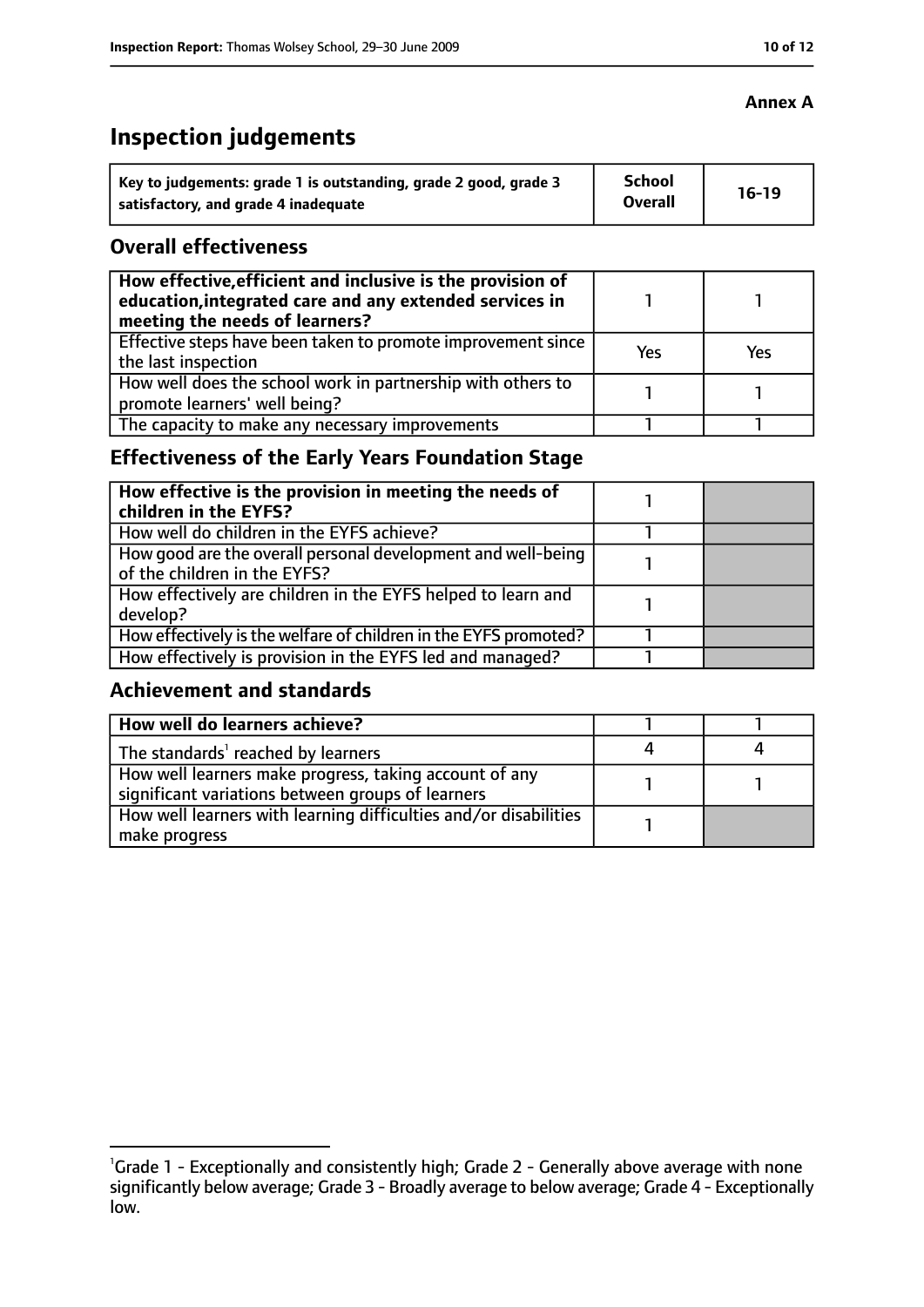**Annex A**

# Inspection judgements

| Key to judgements: grade 1 is outstanding, grade 2 good, grade 3 satisfactory, and grade 4 inadequate | School Overall | 16-19 |
|---|---|---|

## Overall effectiveness

| | | |
|---|---|---|
| **How effective, efficient and inclusive is the provision of education, integrated care and any extended services in meeting the needs of learners?** | 1 | 1 |
| Effective steps have been taken to promote improvement since the last inspection | Yes | Yes |
| How well does the school work in partnership with others to promote learners' well being? | 1 | 1 |
| The capacity to make any necessary improvements | 1 | 1 |

## Effectiveness of the Early Years Foundation Stage

| | | |
|---|---|---|
| **How effective is the provision in meeting the needs of children in the EYFS?** | 1 | |
| How well do children in the EYFS achieve? | 1 | |
| How good are the overall personal development and well-being of the children in the EYFS? | 1 | |
| How effectively are children in the EYFS helped to learn and develop? | 1 | |
| How effectively is the welfare of children in the EYFS promoted? | 1 | |
| How effectively is provision in the EYFS led and managed? | 1 | |

## Achievement and standards

| | | |
|---|---|---|
| **How well do learners achieve?** | 1 | 1 |
| The standards[1] reached by learners | 4 | 4 |
| How well learners make progress, taking account of any significant variations between groups of learners | 1 | 1 |
| How well learners with learning difficulties and/or disabilities make progress | 1 | |

[1]Grade 1 - Exceptionally and consistently high; Grade 2 - Generally above average with none significantly below average; Grade 3 - Broadly average to below average; Grade 4 - Exceptionally low.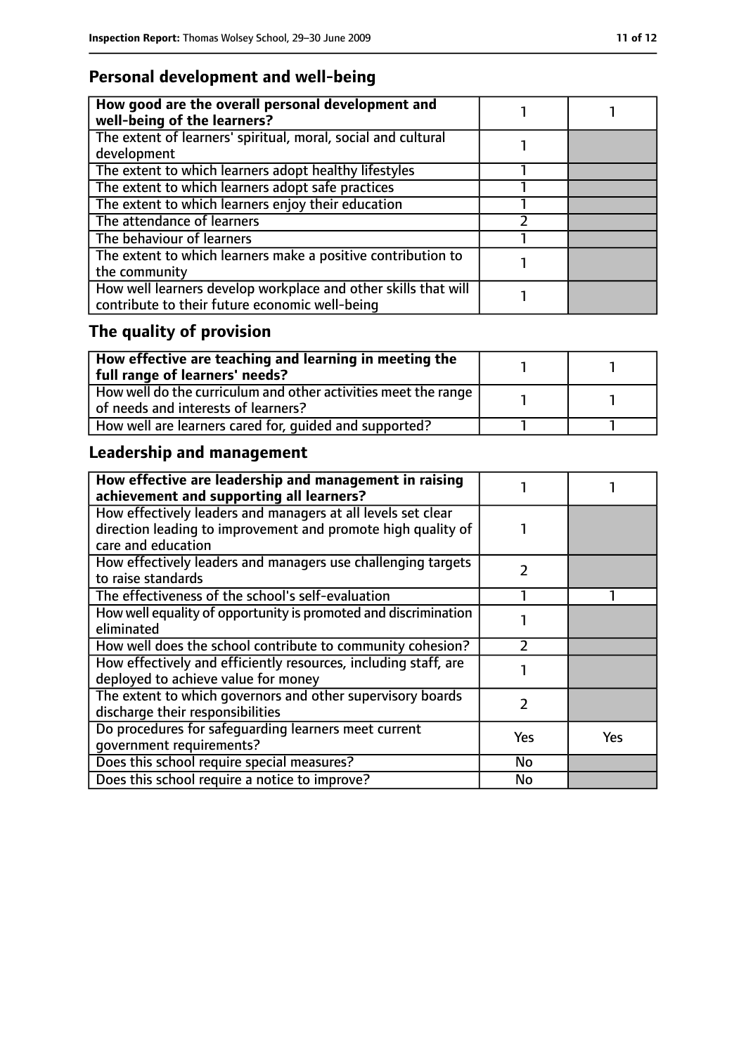## Personal development and well-being

| How good are the overall personal development and well-being of the learners? | 1 | 1 |
|---|---|---|
| The extent of learners' spiritual, moral, social and cultural development | 1 | |
| The extent to which learners adopt healthy lifestyles | 1 | |
| The extent to which learners adopt safe practices | 1 | |
| The extent to which learners enjoy their education | 1 | |
| The attendance of learners | 2 | |
| The behaviour of learners | 1 | |
| The extent to which learners make a positive contribution to the community | 1 | |
| How well learners develop workplace and other skills that will contribute to their future economic well-being | 1 | |

## The quality of provision

| How effective are teaching and learning in meeting the full range of learners' needs? | 1 | 1 |
|---|---|---|
| How well do the curriculum and other activities meet the range of needs and interests of learners? | 1 | 1 |
| How well are learners cared for, guided and supported? | 1 | 1 |

## Leadership and management

| How effective are leadership and management in raising achievement and supporting all learners? | 1 | 1 |
|---|---|---|
| How effectively leaders and managers at all levels set clear direction leading to improvement and promote high quality of care and education | 1 | |
| How effectively leaders and managers use challenging targets to raise standards | 2 | |
| The effectiveness of the school's self-evaluation | 1 | 1 |
| How well equality of opportunity is promoted and discrimination eliminated | 1 | |
| How well does the school contribute to community cohesion? | 2 | |
| How effectively and efficiently resources, including staff, are deployed to achieve value for money | 1 | |
| The extent to which governors and other supervisory boards discharge their responsibilities | 2 | |
| Do procedures for safeguarding learners meet current government requirements? | Yes | Yes |
| Does this school require special measures? | No | |
| Does this school require a notice to improve? | No | |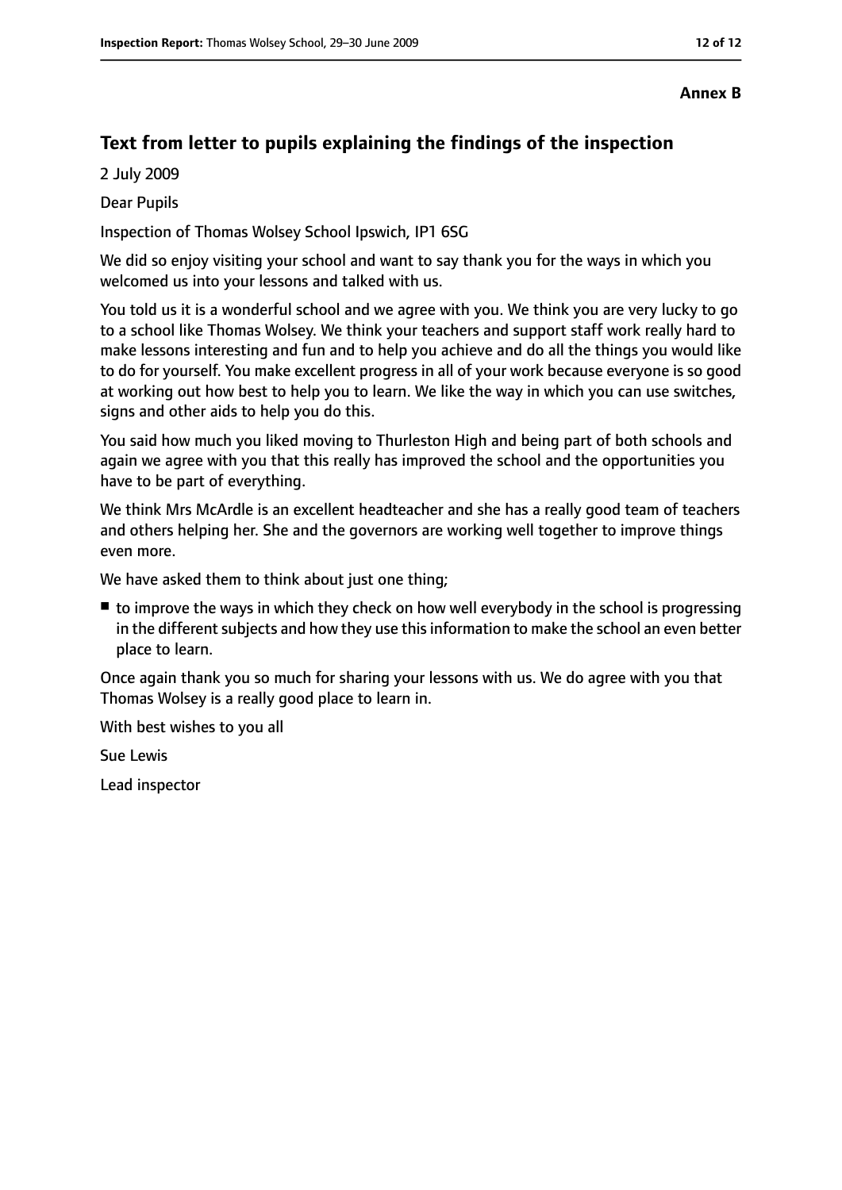**Annex B**

## Text from letter to pupils explaining the findings of the inspection

2 July 2009

Dear Pupils

Inspection of Thomas Wolsey School Ipswich, IP1 6SG

We did so enjoy visiting your school and want to say thank you for the ways in which you welcomed us into your lessons and talked with us.

You told us it is a wonderful school and we agree with you. We think you are very lucky to go to a school like Thomas Wolsey. We think your teachers and support staff work really hard to make lessons interesting and fun and to help you achieve and do all the things you would like to do for yourself. You make excellent progress in all of your work because everyone is so good at working out how best to help you to learn. We like the way in which you can use switches, signs and other aids to help you do this.

You said how much you liked moving to Thurleston High and being part of both schools and again we agree with you that this really has improved the school and the opportunities you have to be part of everything.

We think Mrs McArdle is an excellent headteacher and she has a really good team of teachers and others helping her. She and the governors are working well together to improve things even more.

We have asked them to think about just one thing;

- to improve the ways in which they check on how well everybody in the school is progressing in the different subjects and how they use this information to make the school an even better place to learn.

Once again thank you so much for sharing your lessons with us. We do agree with you that Thomas Wolsey is a really good place to learn in.

With best wishes to you all

Sue Lewis

Lead inspector